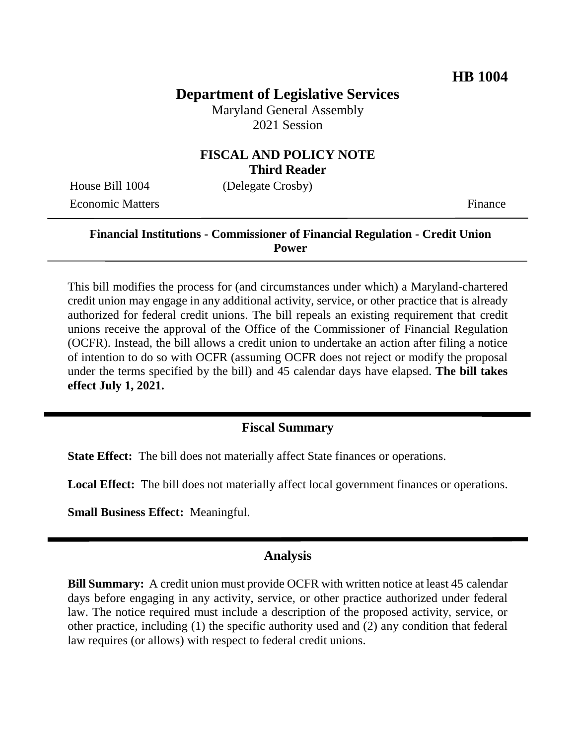**HB 1004**

# Department of Legislative Services

Maryland General Assembly
2021 Session

## FISCAL AND POLICY NOTE
**Third Reader**

House Bill 1004 (Delegate Crosby)
Economic Matters Finance

**Financial Institutions - Commissioner of Financial Regulation - Credit Union Power**

This bill modifies the process for (and circumstances under which) a Maryland-chartered credit union may engage in any additional activity, service, or other practice that is already authorized for federal credit unions. The bill repeals an existing requirement that credit unions receive the approval of the Office of the Commissioner of Financial Regulation (OCFR). Instead, the bill allows a credit union to undertake an action after filing a notice of intention to do so with OCFR (assuming OCFR does not reject or modify the proposal under the terms specified by the bill) and 45 calendar days have elapsed. **The bill takes effect July 1, 2021.**

## Fiscal Summary

**State Effect:** The bill does not materially affect State finances or operations.

**Local Effect:** The bill does not materially affect local government finances or operations.

**Small Business Effect:** Meaningful.

## Analysis

**Bill Summary:** A credit union must provide OCFR with written notice at least 45 calendar days before engaging in any activity, service, or other practice authorized under federal law. The notice required must include a description of the proposed activity, service, or other practice, including (1) the specific authority used and (2) any condition that federal law requires (or allows) with respect to federal credit unions.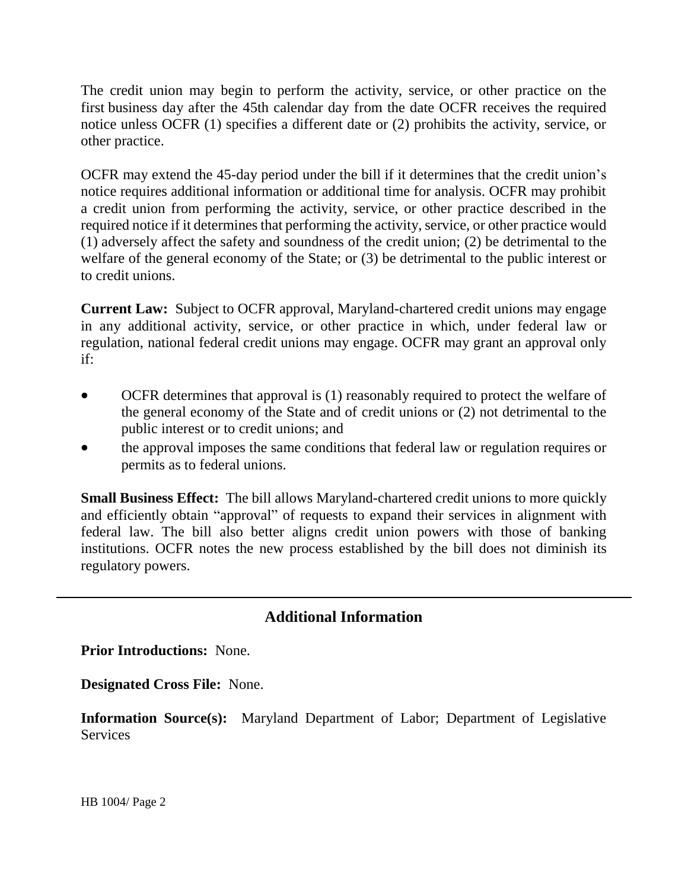The credit union may begin to perform the activity, service, or other practice on the first business day after the 45th calendar day from the date OCFR receives the required notice unless OCFR (1) specifies a different date or (2) prohibits the activity, service, or other practice.

OCFR may extend the 45-day period under the bill if it determines that the credit union's notice requires additional information or additional time for analysis. OCFR may prohibit a credit union from performing the activity, service, or other practice described in the required notice if it determines that performing the activity, service, or other practice would (1) adversely affect the safety and soundness of the credit union; (2) be detrimental to the welfare of the general economy of the State; or (3) be detrimental to the public interest or to credit unions.

**Current Law:** Subject to OCFR approval, Maryland-chartered credit unions may engage in any additional activity, service, or other practice in which, under federal law or regulation, national federal credit unions may engage. OCFR may grant an approval only if:

- OCFR determines that approval is (1) reasonably required to protect the welfare of the general economy of the State and of credit unions or (2) not detrimental to the public interest or to credit unions; and
- the approval imposes the same conditions that federal law or regulation requires or permits as to federal unions.

**Small Business Effect:** The bill allows Maryland-chartered credit unions to more quickly and efficiently obtain "approval" of requests to expand their services in alignment with federal law. The bill also better aligns credit union powers with those of banking institutions. OCFR notes the new process established by the bill does not diminish its regulatory powers.

## Additional Information

**Prior Introductions:** None.

**Designated Cross File:** None.

**Information Source(s):** Maryland Department of Labor; Department of Legislative Services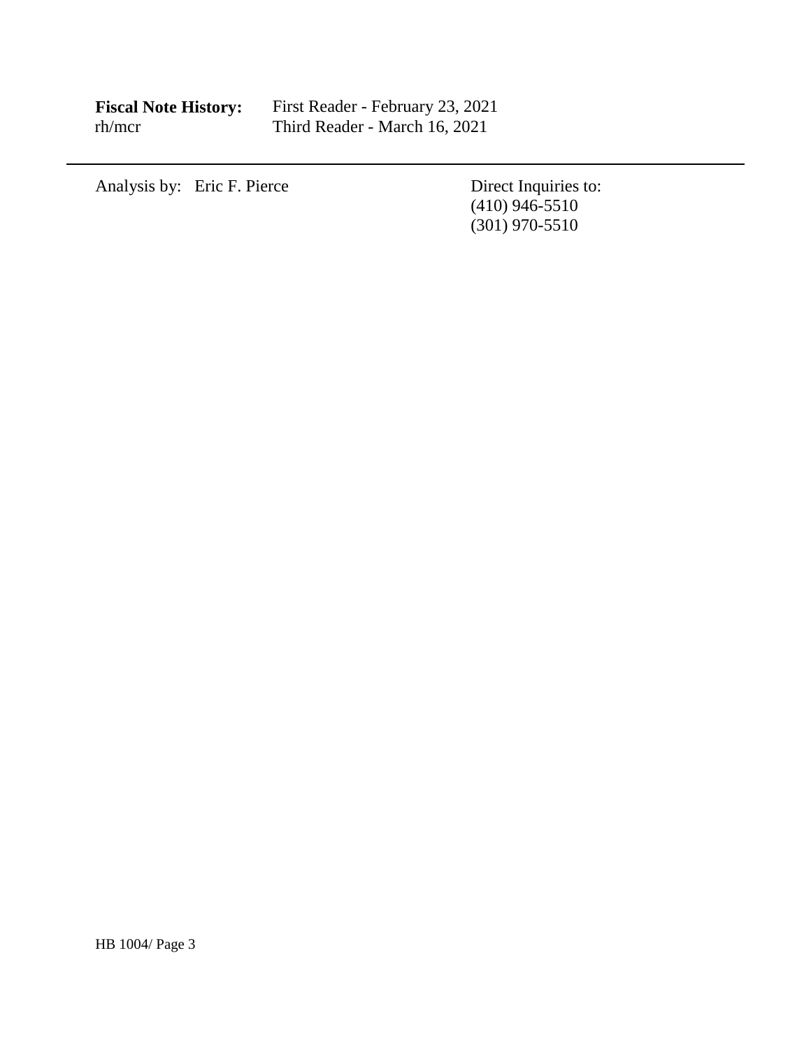**Fiscal Note History:** First Reader - February 23, 2021
rh/mcr Third Reader - March 16, 2021

---

Analysis by: Eric F. Pierce

Direct Inquiries to:
(410) 946-5510
(301) 970-5510